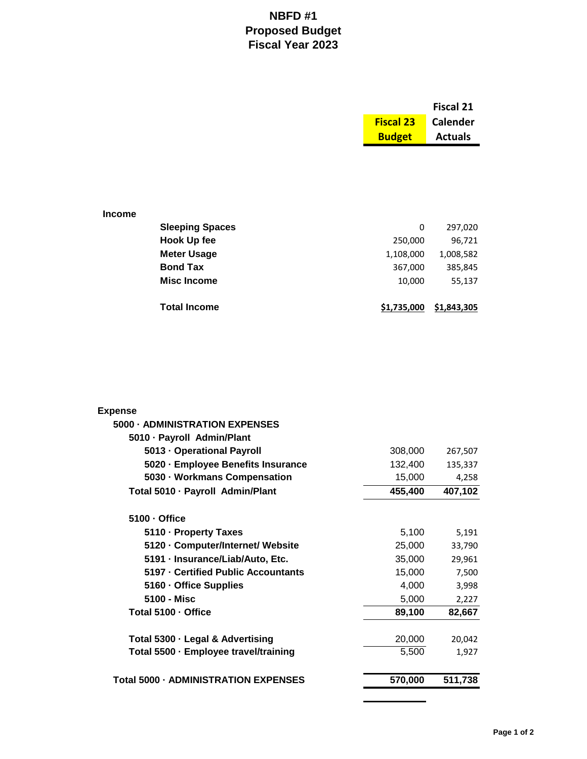# NBFD #1
## Proposed Budget
## Fiscal Year 2023

| | Fiscal 23 Budget | Fiscal 21 Calender Actuals |
|---|---|---|
| **Income** | | |
| **Sleeping Spaces** | 0 | 297,020 |
| **Hook Up fee** | 250,000 | 96,721 |
| **Meter Usage** | 1,108,000 | 1,008,582 |
| **Bond Tax** | 367,000 | 385,845 |
| **Misc Income** | 10,000 | 55,137 |
| **Total Income** | **$1,735,000** | **$1,843,305** |
| **Expense** | | |
| **5000 · ADMINISTRATION EXPENSES** | | |
| **5010 · Payroll Admin/Plant** | | |
| **5013 · Operational Payroll** | 308,000 | 267,507 |
| **5020 · Employee Benefits Insurance** | 132,400 | 135,337 |
| **5030 · Workmans Compensation** | 15,000 | 4,258 |
| **Total 5010 · Payroll Admin/Plant** | **455,400** | **407,102** |
| **5100 · Office** | | |
| **5110 · Property Taxes** | 5,100 | 5,191 |
| **5120 · Computer/Internet/ Website** | 25,000 | 33,790 |
| **5191 · Insurance/Liab/Auto, Etc.** | 35,000 | 29,961 |
| **5197 · Certified Public Accountants** | 15,000 | 7,500 |
| **5160 · Office Supplies** | 4,000 | 3,998 |
| **5100 - Misc** | 5,000 | 2,227 |
| **Total 5100 · Office** | **89,100** | **82,667** |
| **Total 5300 · Legal & Advertising** | 20,000 | 20,042 |
| **Total 5500 · Employee travel/training** | 5,500 | 1,927 |
| **Total 5000 · ADMINISTRATION EXPENSES** | **570,000** | **511,738** |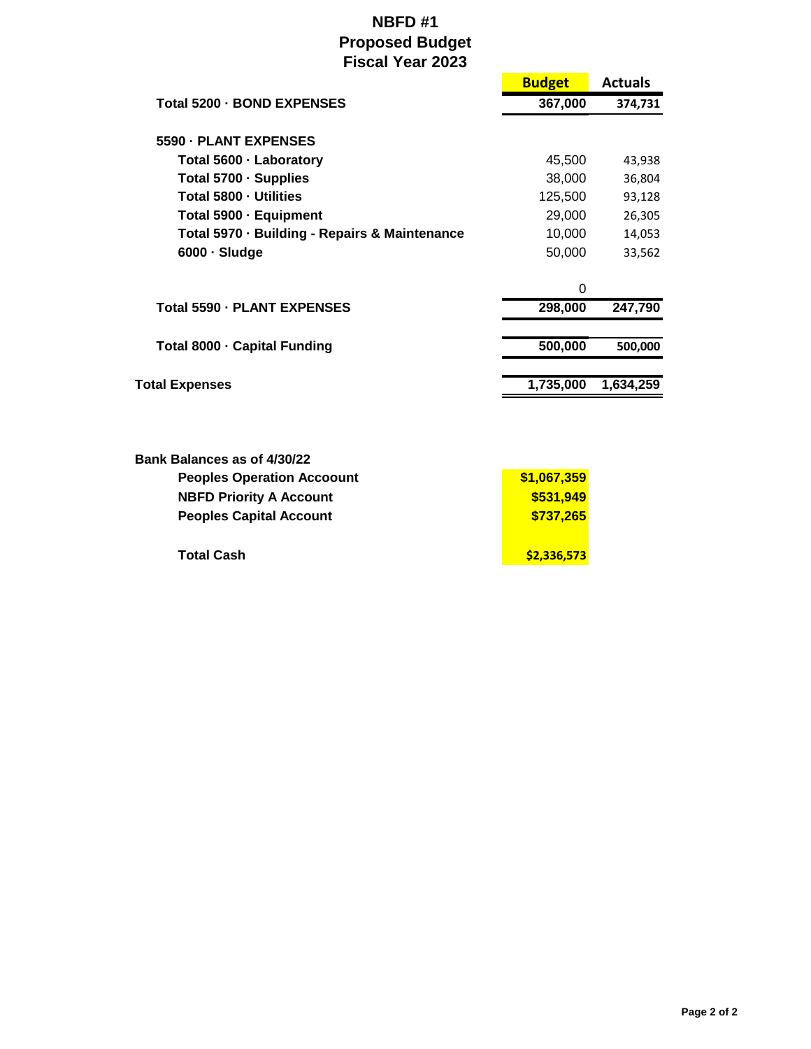# NBFD #1
## Proposed Budget
## Fiscal Year 2023

| | Budget | Actuals |
|---|---|---|
| **Total 5200 · BOND EXPENSES** | **367,000** | **374,731** |
| | | |
| **5590 · PLANT EXPENSES** | | |
| **Total 5600 · Laboratory** | 45,500 | 43,938 |
| **Total 5700 · Supplies** | 38,000 | 36,804 |
| **Total 5800 · Utilities** | 125,500 | 93,128 |
| **Total 5900 · Equipment** | 29,000 | 26,305 |
| **Total 5970 · Building - Repairs & Maintenance** | 10,000 | 14,053 |
| **6000 · Sludge** | 50,000 | 33,562 |
| | 0 | |
| **Total 5590 · PLANT EXPENSES** | **298,000** | **247,790** |
| | | |
| **Total 8000 · Capital Funding** | **500,000** | **500,000** |
| | | |
| **Total Expenses** | **1,735,000** | **1,634,259** |

**Bank Balances as of 4/30/22**

| | |
|---|---|
| **Peoples Operation Accoount** | **$1,067,359** |
| **NBFD Priority A Account** | **$531,949** |
| **Peoples Capital Account** | **$737,265** |
| | |
| **Total Cash** | **$2,336,573** |